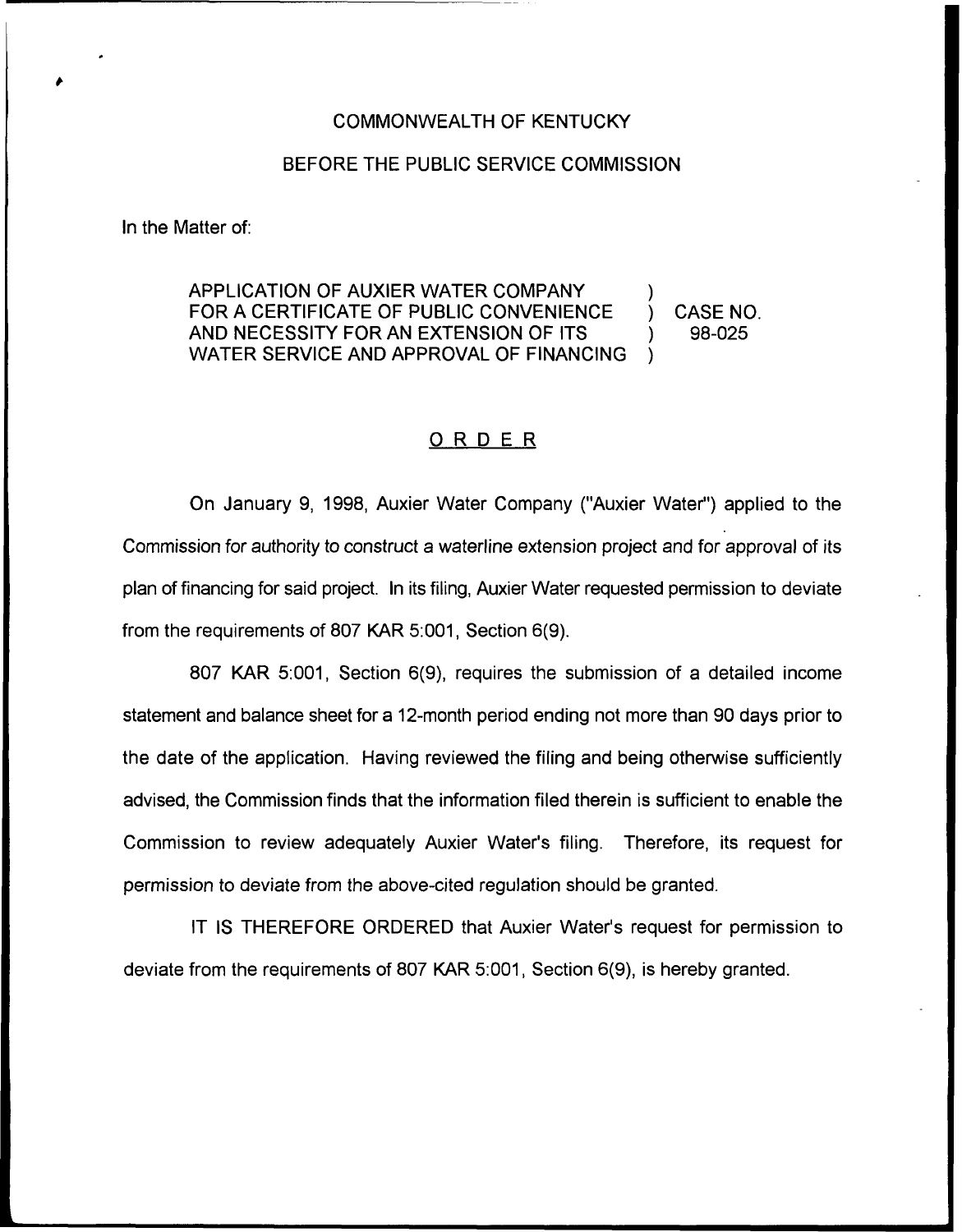COMMONWEALTH OF KENTUCKY

BEFORE THE PUBLIC SERVICE COMMISSION

In the Matter of:

| | | |
|---|---|---|
| APPLICATION OF AUXIER WATER COMPANY FOR A CERTIFICATE OF PUBLIC CONVENIENCE AND NECESSITY FOR AN EXTENSION OF ITS WATER SERVICE AND APPROVAL OF FINANCING | ) | CASE NO. 98-025 |

## ORDER

On January 9, 1998, Auxier Water Company ("Auxier Water") applied to the Commission for authority to construct a waterline extension project and for approval of its plan of financing for said project. In its filing, Auxier Water requested permission to deviate from the requirements of 807 KAR 5:001, Section 6(9).

807 KAR 5:001, Section 6(9), requires the submission of a detailed income statement and balance sheet for a 12-month period ending not more than 90 days prior to the date of the application. Having reviewed the filing and being otherwise sufficiently advised, the Commission finds that the information filed therein is sufficient to enable the Commission to review adequately Auxier Water's filing. Therefore, its request for permission to deviate from the above-cited regulation should be granted.

IT IS THEREFORE ORDERED that Auxier Water's request for permission to deviate from the requirements of 807 KAR 5:001, Section 6(9), is hereby granted.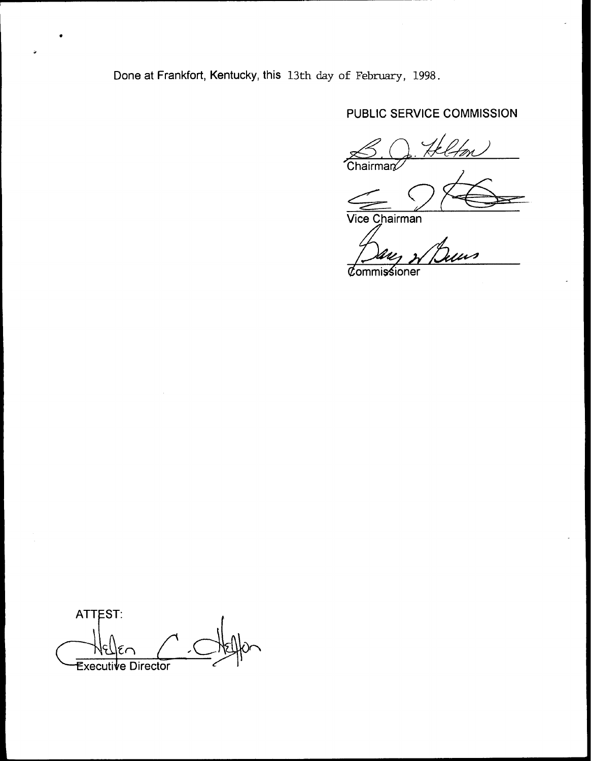Done at Frankfort, Kentucky, this 13th day of February, 1998.

PUBLIC SERVICE COMMISSION

Chairman

Vice Chairman

Commissioner

ATTEST:

Executive Director